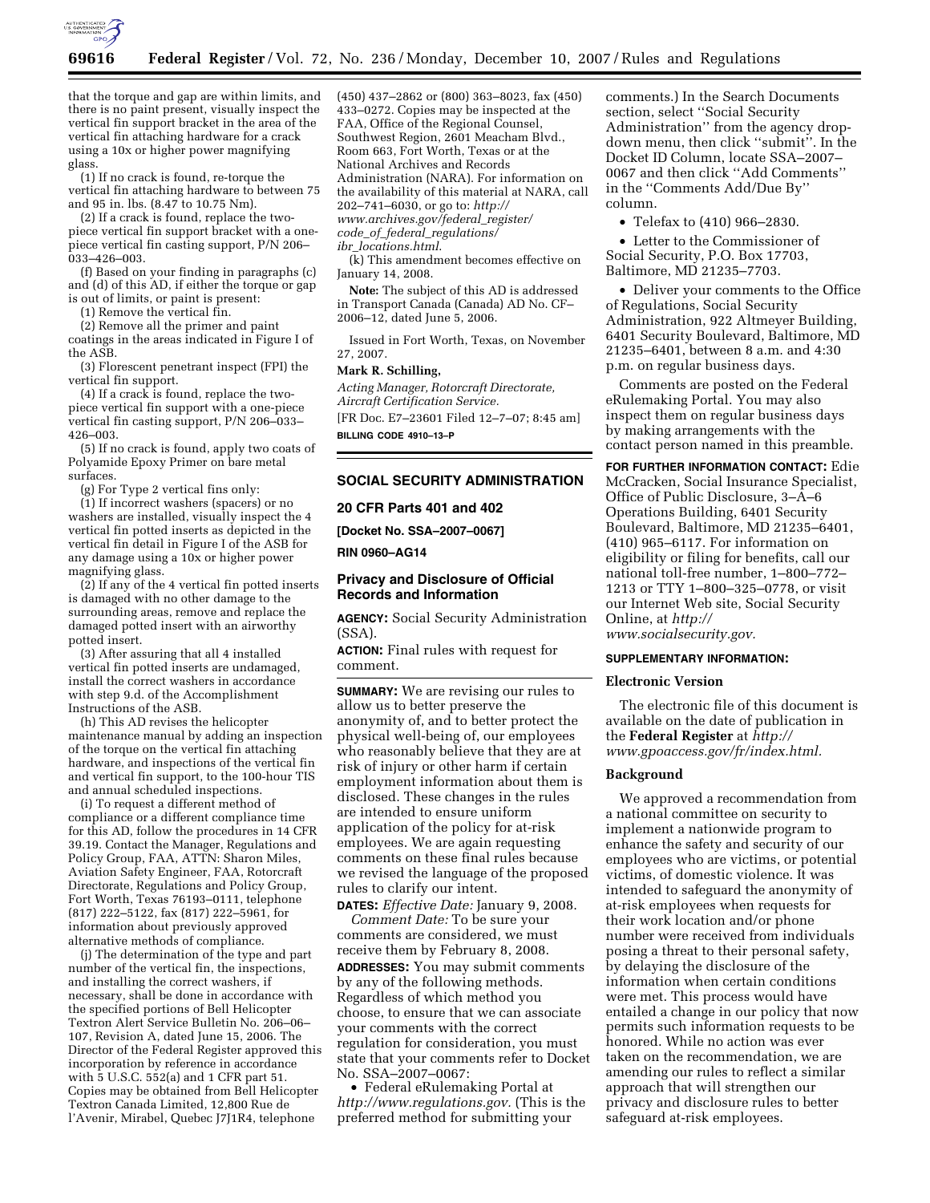that the torque and gap are within limits, and there is no paint present, visually inspect the vertical fin support bracket in the area of the vertical fin attaching hardware for a crack using a 10x or higher power magnifying glass.

(1) If no crack is found, re-torque the vertical fin attaching hardware to between 75 and 95 in. lbs. (8.47 to 10.75 Nm).

(2) If a crack is found, replace the two-piece vertical fin support bracket with a one-piece vertical fin casting support, P/N 206–033–426–003.

(f) Based on your finding in paragraphs (c) and (d) of this AD, if either the torque or gap is out of limits, or paint is present:

(1) Remove the vertical fin.

(2) Remove all the primer and paint coatings in the areas indicated in Figure I of the ASB.

(3) Florescent penetrant inspect (FPI) the vertical fin support.

(4) If a crack is found, replace the two-piece vertical fin support with a one-piece vertical fin casting support, P/N 206–033–426–003.

(5) If no crack is found, apply two coats of Polyamide Epoxy Primer on bare metal surfaces.

(g) For Type 2 vertical fins only:

(1) If incorrect washers (spacers) or no washers are installed, visually inspect the 4 vertical fin potted inserts as depicted in the vertical fin detail in Figure I of the ASB for any damage using a 10x or higher power magnifying glass.

(2) If any of the 4 vertical fin potted inserts is damaged with no other damage to the surrounding areas, remove and replace the damaged potted insert with an airworthy potted insert.

(3) After assuring that all 4 installed vertical fin potted inserts are undamaged, install the correct washers in accordance with step 9.d. of the Accomplishment Instructions of the ASB.

(h) This AD revises the helicopter maintenance manual by adding an inspection of the torque on the vertical fin attaching hardware, and inspections of the vertical fin and vertical fin support, to the 100-hour TIS and annual scheduled inspections.

(i) To request a different method of compliance or a different compliance time for this AD, follow the procedures in 14 CFR 39.19. Contact the Manager, Regulations and Policy Group, FAA, ATTN: Sharon Miles, Aviation Safety Engineer, FAA, Rotorcraft Directorate, Regulations and Policy Group, Fort Worth, Texas 76193–0111, telephone (817) 222–5122, fax (817) 222–5961, for information about previously approved alternative methods of compliance.

(j) The determination of the type and part number of the vertical fin, the inspections, and installing the correct washers, if necessary, shall be done in accordance with the specified portions of Bell Helicopter Textron Alert Service Bulletin No. 206–06–107, Revision A, dated June 15, 2006. The Director of the Federal Register approved this incorporation by reference in accordance with 5 U.S.C. 552(a) and 1 CFR part 51. Copies may be obtained from Bell Helicopter Textron Canada Limited, 12,800 Rue de l'Avenir, Mirabel, Quebec J7J1R4, telephone (450) 437–2862 or (800) 363–8023, fax (450) 433–0272. Copies may be inspected at the FAA, Office of the Regional Counsel, Southwest Region, 2601 Meacham Blvd., Room 663, Fort Worth, Texas or at the National Archives and Records Administration (NARA). For information on the availability of this material at NARA, call 202–741–6030, or go to: *http://www.archives.gov/federal_register/code_of_federal_regulations/ibr_locations.html.*

(k) This amendment becomes effective on January 14, 2008.

**Note:** The subject of this AD is addressed in Transport Canada (Canada) AD No. CF–2006–12, dated June 5, 2006.

Issued in Fort Worth, Texas, on November 27, 2007.

**Mark R. Schilling,**

*Acting Manager, Rotorcraft Directorate, Aircraft Certification Service.*

[FR Doc. E7–23601 Filed 12–7–07; 8:45 am]

**BILLING CODE 4910–13–P**

## SOCIAL SECURITY ADMINISTRATION

### 20 CFR Parts 401 and 402

**[Docket No. SSA–2007–0067]**

**RIN 0960–AG14**

### Privacy and Disclosure of Official Records and Information

**AGENCY:** Social Security Administration (SSA).

**ACTION:** Final rules with request for comment.

**SUMMARY:** We are revising our rules to allow us to better preserve the anonymity of, and to better protect the physical well-being of, our employees who reasonably believe that they are at risk of injury or other harm if certain employment information about them is disclosed. These changes in the rules are intended to ensure uniform application of the policy for at-risk employees. We are again requesting comments on these final rules because we revised the language of the proposed rules to clarify our intent.

**DATES:** *Effective Date:* January 9, 2008.

*Comment Date:* To be sure your comments are considered, we must receive them by February 8, 2008.

**ADDRESSES:** You may submit comments by any of the following methods. Regardless of which method you choose, to ensure that we can associate your comments with the correct regulation for consideration, you must state that your comments refer to Docket No. SSA–2007–0067:

- Federal eRulemaking Portal at *http://www.regulations.gov.* (This is the preferred method for submitting your comments.) In the Search Documents section, select ''Social Security Administration'' from the agency drop-down menu, then click ''submit''. In the Docket ID Column, locate SSA–2007–0067 and then click ''Add Comments'' in the ''Comments Add/Due By'' column.
- Telefax to (410) 966–2830.
- Letter to the Commissioner of Social Security, P.O. Box 17703, Baltimore, MD 21235–7703.
- Deliver your comments to the Office of Regulations, Social Security Administration, 922 Altmeyer Building, 6401 Security Boulevard, Baltimore, MD 21235–6401, between 8 a.m. and 4:30 p.m. on regular business days.

Comments are posted on the Federal eRulemaking Portal. You may also inspect them on regular business days by making arrangements with the contact person named in this preamble.

**FOR FURTHER INFORMATION CONTACT:** Edie McCracken, Social Insurance Specialist, Office of Public Disclosure, 3–A–6 Operations Building, 6401 Security Boulevard, Baltimore, MD 21235–6401, (410) 965–6117. For information on eligibility or filing for benefits, call our national toll-free number, 1–800–772–1213 or TTY 1–800–325–0778, or visit our Internet Web site, Social Security Online, at *http://www.socialsecurity.gov.*

**SUPPLEMENTARY INFORMATION:**

#### Electronic Version

The electronic file of this document is available on the date of publication in the **Federal Register** at *http://www.gpoaccess.gov/fr/index.html.*

#### Background

We approved a recommendation from a national committee on security to implement a nationwide program to enhance the safety and security of our employees who are victims, or potential victims, of domestic violence. It was intended to safeguard the anonymity of at-risk employees when requests for their work location and/or phone number were received from individuals posing a threat to their personal safety, by delaying the disclosure of the information when certain conditions were met. This process would have entailed a change in our policy that now permits such information requests to be honored. While no action was ever taken on the recommendation, we are amending our rules to reflect a similar approach that will strengthen our privacy and disclosure rules to better safeguard at-risk employees.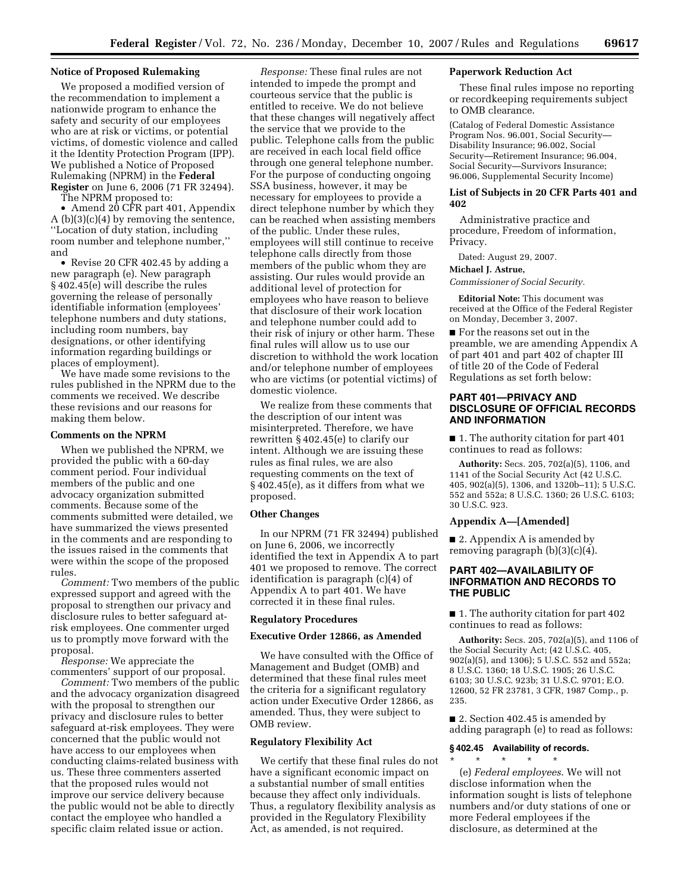### Notice of Proposed Rulemaking

We proposed a modified version of the recommendation to implement a nationwide program to enhance the safety and security of our employees who are at risk or victims, or potential victims, of domestic violence and called it the Identity Protection Program (IPP). We published a Notice of Proposed Rulemaking (NPRM) in the **Federal Register** on June 6, 2006 (71 FR 32494).

The NPRM proposed to:

- Amend 20 CFR part 401, Appendix A (b)(3)(c)(4) by removing the sentence, ''Location of duty station, including room number and telephone number,'' and
- Revise 20 CFR 402.45 by adding a new paragraph (e). New paragraph § 402.45(e) will describe the rules governing the release of personally identifiable information (employees' telephone numbers and duty stations, including room numbers, bay designations, or other identifying information regarding buildings or places of employment).

We have made some revisions to the rules published in the NPRM due to the comments we received. We describe these revisions and our reasons for making them below.

### Comments on the NPRM

When we published the NPRM, we provided the public with a 60-day comment period. Four individual members of the public and one advocacy organization submitted comments. Because some of the comments submitted were detailed, we have summarized the views presented in the comments and are responding to the issues raised in the comments that were within the scope of the proposed rules.

*Comment:* Two members of the public expressed support and agreed with the proposal to strengthen our privacy and disclosure rules to better safeguard at-risk employees. One commenter urged us to promptly move forward with the proposal.

*Response:* We appreciate the commenters' support of our proposal.

*Comment:* Two members of the public and the advocacy organization disagreed with the proposal to strengthen our privacy and disclosure rules to better safeguard at-risk employees. They were concerned that the public would not have access to our employees when conducting claims-related business with us. These three commenters asserted that the proposed rules would not improve our service delivery because the public would not be able to directly contact the employee who handled a specific claim related issue or action.

*Response:* These final rules are not intended to impede the prompt and courteous service that the public is entitled to receive. We do not believe that these changes will negatively affect the service that we provide to the public. Telephone calls from the public are received in each local field office through one general telephone number. For the purpose of conducting ongoing SSA business, however, it may be necessary for employees to provide a direct telephone number by which they can be reached when assisting members of the public. Under these rules, employees will still continue to receive telephone calls directly from those members of the public whom they are assisting. Our rules would provide an additional level of protection for employees who have reason to believe that disclosure of their work location and telephone number could add to their risk of injury or other harm. These final rules will allow us to use our discretion to withhold the work location and/or telephone number of employees who are victims (or potential victims) of domestic violence.

We realize from these comments that the description of our intent was misinterpreted. Therefore, we have rewritten § 402.45(e) to clarify our intent. Although we are issuing these rules as final rules, we are also requesting comments on the text of § 402.45(e), as it differs from what we proposed.

### Other Changes

In our NPRM (71 FR 32494) published on June 6, 2006, we incorrectly identified the text in Appendix A to part 401 we proposed to remove. The correct identification is paragraph (c)(4) of Appendix A to part 401. We have corrected it in these final rules.

### Regulatory Procedures

### Executive Order 12866, as Amended

We have consulted with the Office of Management and Budget (OMB) and determined that these final rules meet the criteria for a significant regulatory action under Executive Order 12866, as amended. Thus, they were subject to OMB review.

### Regulatory Flexibility Act

We certify that these final rules do not have a significant economic impact on a substantial number of small entities because they affect only individuals. Thus, a regulatory flexibility analysis as provided in the Regulatory Flexibility Act, as amended, is not required.

### Paperwork Reduction Act

These final rules impose no reporting or recordkeeping requirements subject to OMB clearance.

(Catalog of Federal Domestic Assistance Program Nos. 96.001, Social Security— Disability Insurance; 96.002, Social Security—Retirement Insurance; 96.004, Social Security—Survivors Insurance; 96.006, Supplemental Security Income)

### List of Subjects in 20 CFR Parts 401 and 402

Administrative practice and procedure, Freedom of information, Privacy.

Dated: August 29, 2007.

**Michael J. Astrue,**

*Commissioner of Social Security.*

**Editorial Note:** This document was received at the Office of the Federal Register on Monday, December 3, 2007.

■ For the reasons set out in the preamble, we are amending Appendix A of part 401 and part 402 of chapter III of title 20 of the Code of Federal Regulations as set forth below:

## PART 401—PRIVACY AND DISCLOSURE OF OFFICIAL RECORDS AND INFORMATION

■ 1. The authority citation for part 401 continues to read as follows:

**Authority:** Secs. 205, 702(a)(5), 1106, and 1141 of the Social Security Act (42 U.S.C. 405, 902(a)(5), 1306, and 1320b–11); 5 U.S.C. 552 and 552a; 8 U.S.C. 1360; 26 U.S.C. 6103; 30 U.S.C. 923.

### Appendix A—[Amended]

■ 2. Appendix A is amended by removing paragraph (b)(3)(c)(4).

## PART 402—AVAILABILITY OF INFORMATION AND RECORDS TO THE PUBLIC

■ 1. The authority citation for part 402 continues to read as follows:

**Authority:** Secs. 205, 702(a)(5), and 1106 of the Social Security Act; (42 U.S.C. 405, 902(a)(5), and 1306); 5 U.S.C. 552 and 552a; 8 U.S.C. 1360; 18 U.S.C. 1905; 26 U.S.C. 6103; 30 U.S.C. 923b; 31 U.S.C. 9701; E.O. 12600, 52 FR 23781, 3 CFR, 1987 Comp., p. 235.

■ 2. Section 402.45 is amended by adding paragraph (e) to read as follows:

#### § 402.45 Availability of records.

\* \* \* \* \*

(e) *Federal employees.* We will not disclose information when the information sought is lists of telephone numbers and/or duty stations of one or more Federal employees if the disclosure, as determined at the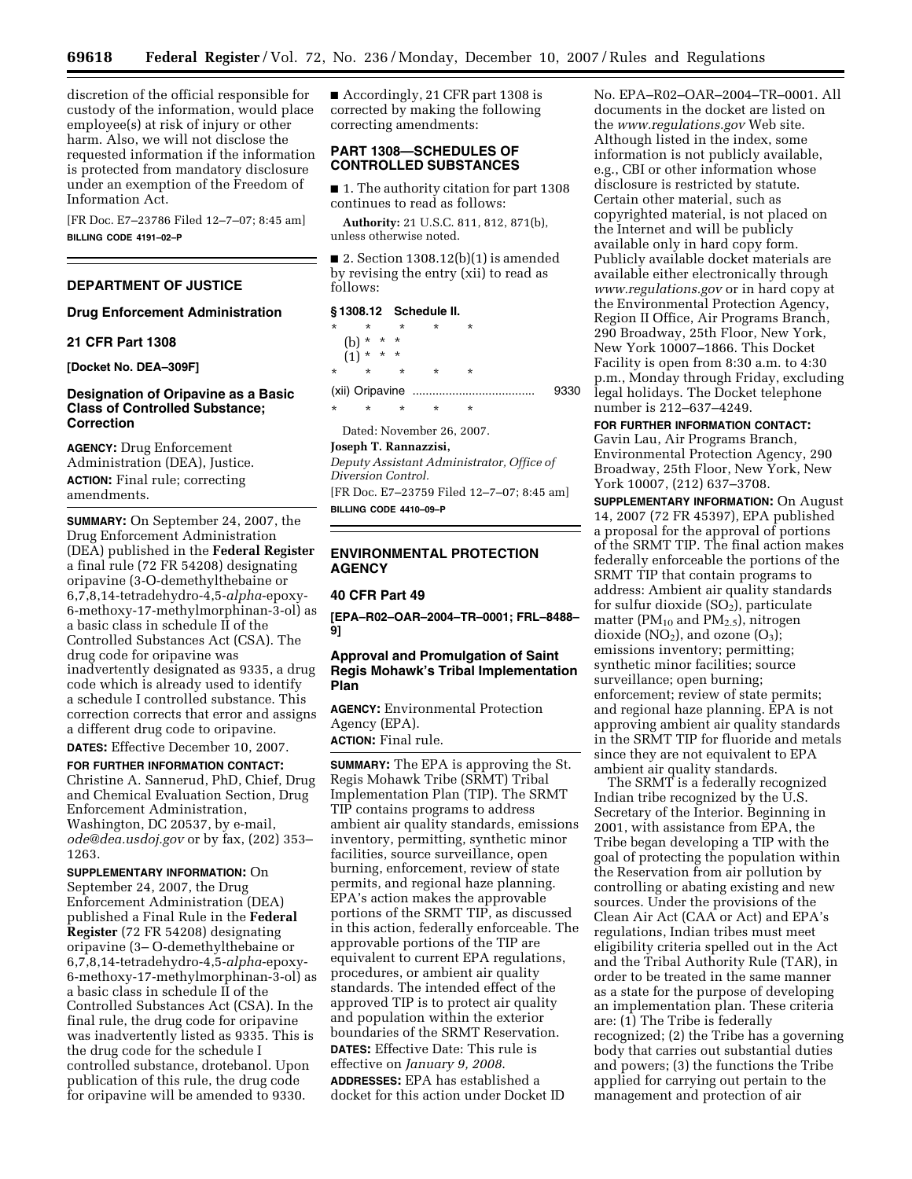discretion of the official responsible for custody of the information, would place employee(s) at risk of injury or other harm. Also, we will not disclose the requested information if the information is protected from mandatory disclosure under an exemption of the Freedom of Information Act.

[FR Doc. E7–23786 Filed 12–7–07; 8:45 am]

**BILLING CODE 4191–02–P**

## DEPARTMENT OF JUSTICE

### Drug Enforcement Administration

### 21 CFR Part 1308

**[Docket No. DEA–309F]**

### Designation of Oripavine as a Basic Class of Controlled Substance; Correction

**AGENCY:** Drug Enforcement Administration (DEA), Justice.

**ACTION:** Final rule; correcting amendments.

**SUMMARY:** On September 24, 2007, the Drug Enforcement Administration (DEA) published in the **Federal Register** a final rule (72 FR 54208) designating oripavine (3-O-demethylthebaine or 6,7,8,14-tetradehydro-4,5-*alpha*-epoxy-6-methoxy-17-methylmorphinan-3-ol) as a basic class in schedule II of the Controlled Substances Act (CSA). The drug code for oripavine was inadvertently designated as 9335, a drug code which is already used to identify a schedule I controlled substance. This correction corrects that error and assigns a different drug code to oripavine.

**DATES:** Effective December 10, 2007.

**FOR FURTHER INFORMATION CONTACT:** Christine A. Sannerud, PhD, Chief, Drug and Chemical Evaluation Section, Drug Enforcement Administration, Washington, DC 20537, by e-mail, *ode@dea.usdoj.gov* or by fax, (202) 353–1263.

**SUPPLEMENTARY INFORMATION:** On September 24, 2007, the Drug Enforcement Administration (DEA) published a Final Rule in the **Federal Register** (72 FR 54208) designating oripavine (3– O-demethylthebaine or 6,7,8,14-tetradehydro-4,5-*alpha*-epoxy-6-methoxy-17-methylmorphinan-3-ol) as a basic class in schedule II of the Controlled Substances Act (CSA). In the final rule, the drug code for oripavine was inadvertently listed as 9335. This is the drug code for the schedule I controlled substance, drotebanol. Upon publication of this rule, the drug code for oripavine will be amended to 9330.

■ Accordingly, 21 CFR part 1308 is corrected by making the following correcting amendments:

### PART 1308—SCHEDULES OF CONTROLLED SUBSTANCES

■ 1. The authority citation for part 1308 continues to read as follows:

**Authority:** 21 U.S.C. 811, 812, 871(b), unless otherwise noted.

■ 2. Section 1308.12(b)(1) is amended by revising the entry (xii) to read as follows:

### § 1308.12 Schedule II.

\* \* \* \* \*

(b) \* \* \*

(1) \* \* \*

\* \* \* \* \*

(xii) Oripavine .................................... 9330

\* \* \* \* \*

Dated: November 26, 2007.

**Joseph T. Rannazzisi,**

*Deputy Assistant Administrator, Office of Diversion Control.*

[FR Doc. E7–23759 Filed 12–7–07; 8:45 am]

**BILLING CODE 4410–09–P**

## ENVIRONMENTAL PROTECTION AGENCY

### 40 CFR Part 49

**[EPA–R02–OAR–2004–TR–0001; FRL–8488–9]**

### Approval and Promulgation of Saint Regis Mohawk's Tribal Implementation Plan

**AGENCY:** Environmental Protection Agency (EPA).

**ACTION:** Final rule.

**SUMMARY:** The EPA is approving the St. Regis Mohawk Tribe (SRMT) Tribal Implementation Plan (TIP). The SRMT TIP contains programs to address ambient air quality standards, emissions inventory, permitting, synthetic minor facilities, source surveillance, open burning, enforcement, review of state permits, and regional haze planning. EPA's action makes the approvable portions of the SRMT TIP, as discussed in this action, federally enforceable. The approvable portions of the TIP are equivalent to current EPA regulations, procedures, or ambient air quality standards. The intended effect of the approved TIP is to protect air quality and population within the exterior boundaries of the SRMT Reservation.

**DATES:** Effective Date: This rule is effective on *January 9, 2008*.

**ADDRESSES:** EPA has established a docket for this action under Docket ID No. EPA–R02–OAR–2004–TR–0001. All documents in the docket are listed on the *www.regulations.gov* Web site. Although listed in the index, some information is not publicly available, e.g., CBI or other information whose disclosure is restricted by statute. Certain other material, such as copyrighted material, is not placed on the Internet and will be publicly available only in hard copy form. Publicly available docket materials are available either electronically through *www.regulations.gov* or in hard copy at the Environmental Protection Agency, Region II Office, Air Programs Branch, 290 Broadway, 25th Floor, New York, New York 10007–1866. This Docket Facility is open from 8:30 a.m. to 4:30 p.m., Monday through Friday, excluding legal holidays. The Docket telephone number is 212–637–4249.

**FOR FURTHER INFORMATION CONTACT:** Gavin Lau, Air Programs Branch, Environmental Protection Agency, 290 Broadway, 25th Floor, New York, New York 10007, (212) 637–3708.

**SUPPLEMENTARY INFORMATION:** On August 14, 2007 (72 FR 45397), EPA published a proposal for the approval of portions of the SRMT TIP. The final action makes federally enforceable the portions of the SRMT TIP that contain programs to address: Ambient air quality standards for sulfur dioxide ($SO_2$), particulate matter ($PM_{10}$ and $PM_{2.5}$), nitrogen dioxide ($NO_2$), and ozone ($O_3$); emissions inventory; permitting; synthetic minor facilities; source surveillance; open burning; enforcement; review of state permits; and regional haze planning. EPA is not approving ambient air quality standards in the SRMT TIP for fluoride and metals since they are not equivalent to EPA ambient air quality standards.

The SRMT is a federally recognized Indian tribe recognized by the U.S. Secretary of the Interior. Beginning in 2001, with assistance from EPA, the Tribe began developing a TIP with the goal of protecting the population within the Reservation from air pollution by controlling or abating existing and new sources. Under the provisions of the Clean Air Act (CAA or Act) and EPA's regulations, Indian tribes must meet eligibility criteria spelled out in the Act and the Tribal Authority Rule (TAR), in order to be treated in the same manner as a state for the purpose of developing an implementation plan. These criteria are: (1) The Tribe is federally recognized; (2) the Tribe has a governing body that carries out substantial duties and powers; (3) the functions the Tribe applied for carrying out pertain to the management and protection of air